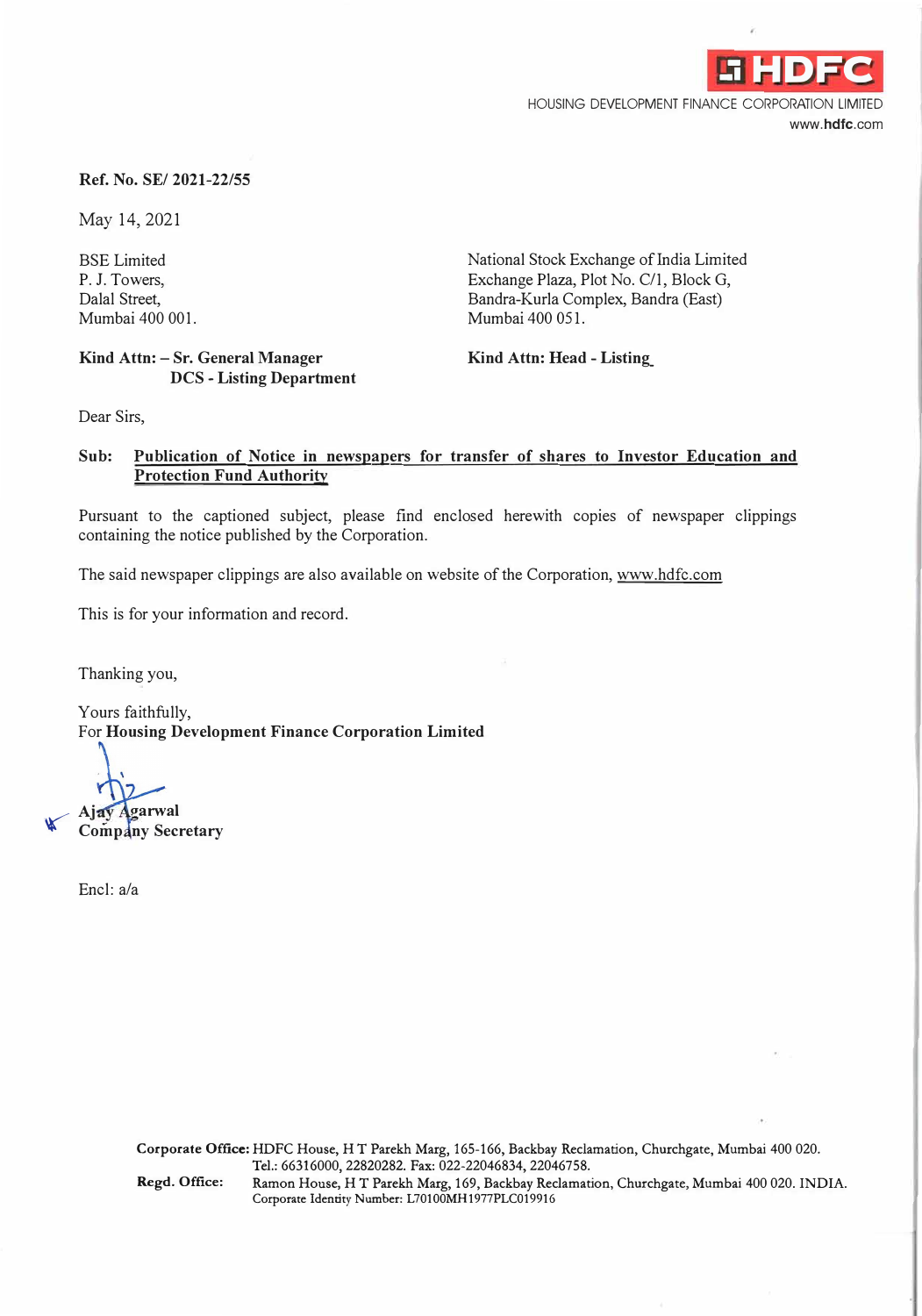HDFC

HOUSING DEVELOPMENT FINANCE CORPORATION LIMITED

www.hdfc.com

**Ref. No. SE/ 2021-22/55**

May 14, 2021

BSE Limited
P. J. Towers,
Dalal Street,
Mumbai 400 001.

**Kind Attn: – Sr. General Manager**
**DCS - Listing Department**

National Stock Exchange of India Limited
Exchange Plaza, Plot No. C/1, Block G,
Bandra-Kurla Complex, Bandra (East)
Mumbai 400 051.

**Kind Attn: Head - Listing**

Dear Sirs,

**Sub: Publication of Notice in newspapers for transfer of shares to Investor Education and Protection Fund Authority**

Pursuant to the captioned subject, please find enclosed herewith copies of newspaper clippings containing the notice published by the Corporation.

The said newspaper clippings are also available on website of the Corporation, www.hdfc.com

This is for your information and record.

Thanking you,

Yours faithfully,
For **Housing Development Finance Corporation Limited**

**Ajay Agarwal**
**Company Secretary**

Encl: a/a

**Corporate Office:** HDFC House, H T Parekh Marg, 165-166, Backbay Reclamation, Churchgate, Mumbai 400 020. Tel.: 66316000, 22820282. Fax: 022-22046834, 22046758.
**Regd. Office:** Ramon House, H T Parekh Marg, 169, Backbay Reclamation, Churchgate, Mumbai 400 020. INDIA. Corporate Identity Number: L70100MH1977PLC019916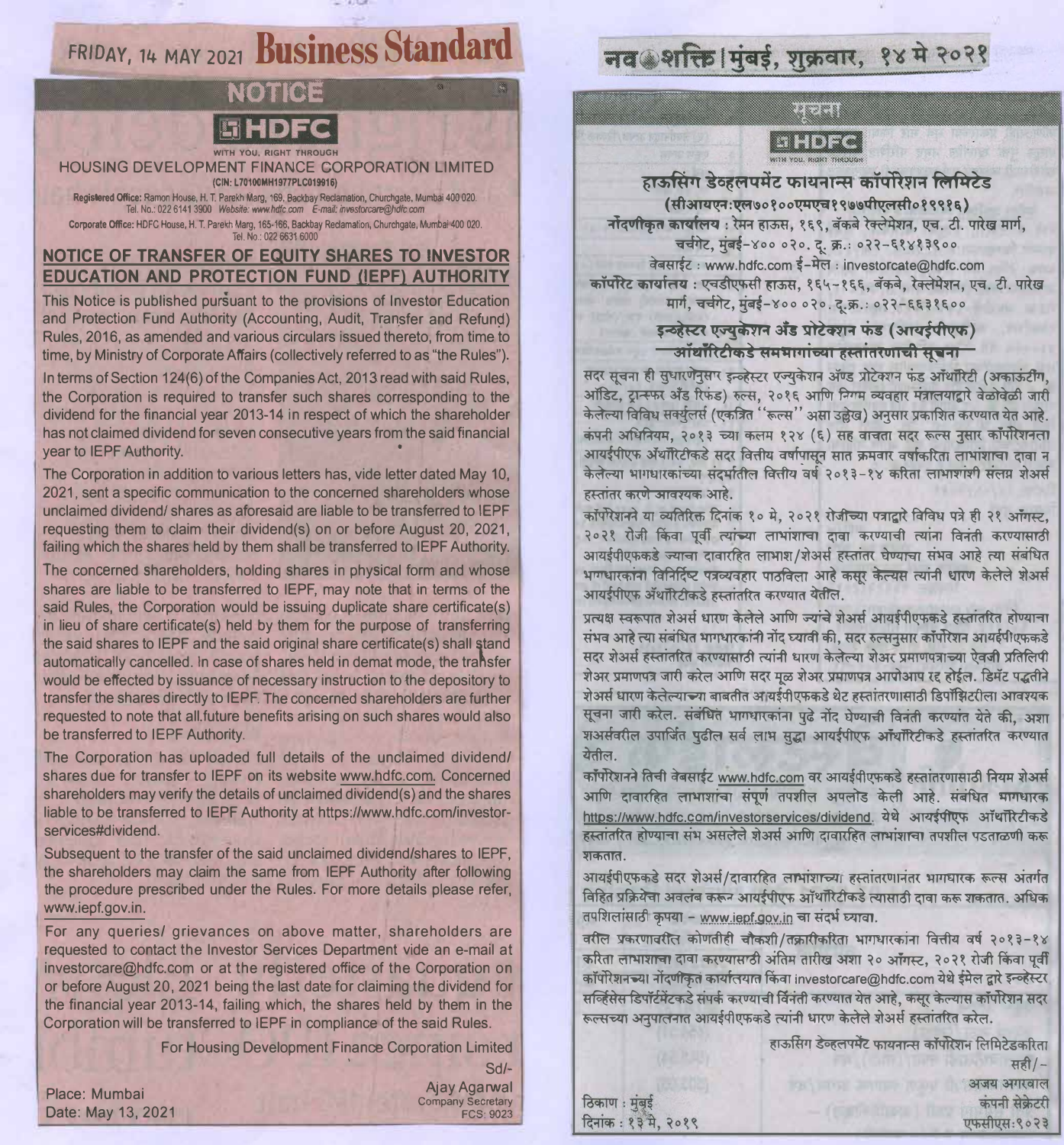FRIDAY, 14 MAY 2021 **Business Standard**

## NOTICE

**HDFC**

WITH YOU, RIGHT THROUGH

HOUSING DEVELOPMENT FINANCE CORPORATION LIMITED

(CIN: L70100MH1977PLC019916)

**Registered Office:** Ramon House, H. T. Parekh Marg, 169, Backbay Reclamation, Churchgate, Mumbai 400 020. Tel. No.: 022 6141 3900 Website: www.hdfc.com E-mail: investorcare@hdfc.com

**Corporate Office:** HDFC House, H. T. Parekh Marg, 165-166, Backbay Reclamation, Churchgate, Mumbai 400 020. Tel. No.: 022 6631 6000

### NOTICE OF TRANSFER OF EQUITY SHARES TO INVESTOR EDUCATION AND PROTECTION FUND (IEPF) AUTHORITY

This Notice is published pursuant to the provisions of Investor Education and Protection Fund Authority (Accounting, Audit, Transfer and Refund) Rules, 2016, as amended and various circulars issued thereto, from time to time, by Ministry of Corporate Affairs (collectively referred to as "the Rules").

In terms of Section 124(6) of the Companies Act, 2013 read with said Rules, the Corporation is required to transfer such shares corresponding to the dividend for the financial year 2013-14 in respect of which the shareholder has not claimed dividend for seven consecutive years from the said financial year to IEPF Authority.

The Corporation in addition to various letters has, vide letter dated May 10, 2021, sent a specific communication to the concerned shareholders whose unclaimed dividend/ shares as aforesaid are liable to be transferred to IEPF requesting them to claim their dividend(s) on or before August 20, 2021, failing which the shares held by them shall be transferred to IEPF Authority.

The concerned shareholders, holding shares in physical form and whose shares are liable to be transferred to IEPF, may note that in terms of the said Rules, the Corporation would be issuing duplicate share certificate(s) in lieu of share certificate(s) held by them for the purpose of transferring the said shares to IEPF and the said original share certificate(s) shall stand automatically cancelled. In case of shares held in demat mode, the transfer would be effected by issuance of necessary instruction to the depository to transfer the shares directly to IEPF. The concerned shareholders are further requested to note that all future benefits arising on such shares would also be transferred to IEPF Authority.

The Corporation has uploaded full details of the unclaimed dividend/ shares due for transfer to IEPF on its website www.hdfc.com. Concerned shareholders may verify the details of unclaimed dividend(s) and the shares liable to be transferred to IEPF Authority at https://www.hdfc.com/investor-services#dividend.

Subsequent to the transfer of the said unclaimed dividend/shares to IEPF, the shareholders may claim the same from IEPF Authority after following the procedure prescribed under the Rules. For more details please refer, www.iepf.gov.in.

For any queries/ grievances on above matter, shareholders are requested to contact the Investor Services Department vide an e-mail at investorcare@hdfc.com or at the registered office of the Corporation on or before August 20, 2021 being the last date for claiming the dividend for the financial year 2013-14, failing which, the shares held by them in the Corporation will be transferred to IEPF in compliance of the said Rules.

For Housing Development Finance Corporation Limited

Sd/-

Ajay Agarwal
Company Secretary
FCS: 9023

Place: Mumbai
Date: May 13, 2021

---

नवशक्ति | मुंबई, शुक्रवार, १४ मे २०२१

## सूचना

**HDFC**

WITH YOU, RIGHT THROUGH

**हाऊसिंग डेव्हलपमेंट फायनान्स कॉर्पोरेशन लिमिटेड**

(सीआयएन:एल७०१००एमएच१९७७पीएलसी०१९९१६)

**नोंदणीकृत कार्यालय :** रेमन हाऊस, १६९, बॅकबे रेक्लेमेशन, एच. टी. पारेख मार्ग, चर्चगेट, मुंबई-४०० ०२०. दू. क्र.: ०२२-६१४१३९००

वेबसाईट : www.hdfc.com ई-मेल : investorcate@hdfc.com

**कॉर्पोरेट कार्यालय :** एचडीएफसी हाऊस, १६५-१६६, बॅकबे, रेक्लेमेशन, एच. टी. पारेख मार्ग, चर्चगेट, मुंबई-४०० ०२०. दू.क्र.: ०२२-६६३१६०००

### इन्व्हेस्टर एज्युकेशन अँड प्रोटेक्शन फंड (आयईपीएफ) ऑथॉरिटीकडे समभागांच्या हस्तांतरणाची सूचना

सदर सूचना ही सुधारणेनुसार इन्व्हेस्टर एज्युकेशन अ‍ॅण्ड प्रोटेक्शन फंड ऑथॉरिटी (अकाऊंटींग, ऑडिट, ट्रान्स्फर अँड रिफंड) रुल्स, २०१६ आणि निगम व्यवहार मंत्रालयाद्वारे वेळोवेळी जारी केलेल्या विविध सर्क्युलर्स (एकत्रित "रूल्स" असा उल्लेख) अनुसार प्रकाशित करण्यात येत आहे. कंपनी अधिनियम, २०१३ च्या कलम १२४ (६) सह वाचता सदर रूल्स नुसार कॉर्पोरेशनला आयईपीएफ अ‍ॅथॉरिटीकडे सदर वित्तीय वर्षापासून सात क्रमवार वर्षाकरिता लाभांशाचा दावा न केलेल्या भागधारकांच्या संदर्भातील वित्तीय वर्ष २०१३-१४ करिता लाभांशाशी संलग्न शेअर्स हस्तांतर करणे आवश्यक आहे.

कॉर्पोरेशनने या व्यतिरिक्त दिनांक १० मे, २०२१ रोजीच्या पत्राद्वारे विविध पत्रे ही २१ ऑगस्ट, २०२१ रोजी किंवा पूर्वी त्यांच्या लाभांशाचा दावा करण्याची त्यांना विनंती करण्यासाठी आयईपीएफकडे ज्याचा दावारहित लाभाश/शेअर्स हस्तांतर घेण्याचा संभव आहे त्या संबंधित भागधारकांना विनिर्दिष्ट पत्रव्यवहार पाठविला आहे कसूर केल्यास त्यांनी धारण केलेले शेअर्स आयईपीएफ अ‍ॅथॉरिटीकडे हस्तांतरित करण्यात येतील.

प्रत्यक्ष स्वरूपात शेअर्स धारण केलेले आणि ज्यांचे शेअर्स आयईपीएफकडे हस्तांतरित होण्याचा संभव आहे त्या संबंधित भागधारकांनी नोंद घ्यावी की, सदर रुल्सनुसार कॉर्पोरेशन आयईपीएफकडे सदर शेअर्स हस्तांतरित करण्यासाठी त्यांनी धारण केलेल्या शेअर प्रमाणपत्राच्या ऐवजी प्रतिलिपी शेअर प्रमाणपत्र जारी करेल आणि सदर मूळ शेअर प्रमाणपत्र आपोआप रद्द होईल. डिमॅट पद्धतीने शेअर्स धारण केलेल्याच्या बाबतीत आयईपीएफकडे थेट हस्तांतरणासाठी डिपॉझिटरीला आवश्यक सूचना जारी करेल. संबंधित भागधारकांना पुढे नोंद घेण्याची विनंती करण्यांत येते की, अशा शअर्सवरील उपार्जित पुढील सर्व लाभ सुद्धा आयईपीएफ ऑथॉरिटीकडे हस्तांतरित करण्यात येतील.

कॉर्पोरेशनने तिची वेबसाईट www.hdfc.com वर आयईपीएफकडे हस्तांतरणासाठी नियम शेअर्स आणि दावारहित लाभांशाचा संपूर्ण तपशील अपलोड केली आहे. संबंधित भागधारक https://www.hdfc.com/investorservices/dividend. येथे आयईपीएफ ऑथॉरिटीकडे हस्तांतरित होण्याचा संभ असलेले शेअर्स आणि दावारहित लाभांशाचा तपशील पडताळणी करू शकतात.

आयईपीएफकडे सदर शेअर्स/दावारहित लाभांशाच्या हस्तांतरणानंतर भागधारक रूल्स अंतर्गत विहित प्रक्रियेचा अवलंब करून आयईपीएफ ऑथॉरिटीकडे त्यासाठी दावा करू शकतात. अधिक तपशिलांसाठी कृपया - www.iepf.gov.in चा संदर्भ घ्यावा.

वरील प्रकरणावरील कोणतीही चौकशी/तक्रारीकरिता भागधारकांना वित्तीय वर्ष २०१३-१४ करिता लाभांशाचा दावा करण्यासाठी अंतिम तारीख अशा २० ऑगस्ट, २०२१ रोजी किंवा पूर्वी कॉर्पोरेशनच्या नोंदणीकृत कार्यालयात किंवा investorcare@hdfc.com येथे ईमेल द्वारे इन्व्हेस्टर सर्व्हिसेस डिपार्टमेंटकडे संपर्क करण्याची विनंती करण्यात येत आहे, कसूर केल्यास कॉर्पोरेशन सदर रूल्सच्या अनुपालनात आयईपीएफकडे त्यांनी धारण केलेले शेअर्स हस्तांतरित करेल.

हाऊसिंग डेव्हलपमेंट फायनान्स कॉर्पोरेशन लिमिटेडकरिता

सही/-

अजय अगरवाल
कंपनी सेक्रेटरी
एफसीएस:९०२३

ठिकाण : मुंबई
दिनांक : १३ मे, २०१९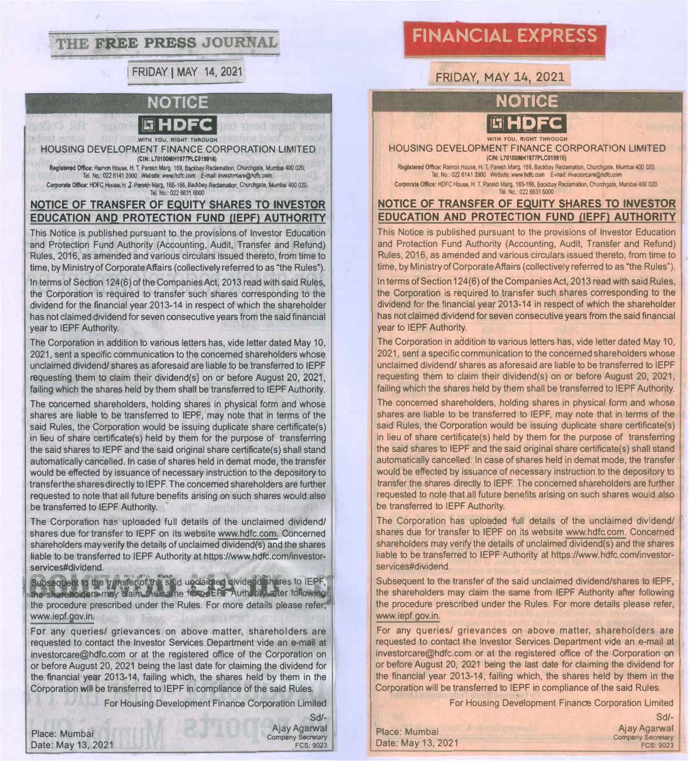# THE FREE PRESS JOURNAL

FRIDAY | MAY 14, 2021

## NOTICE

HDFC

WITH YOU, RIGHT THROUGH

HOUSING DEVELOPMENT FINANCE CORPORATION LIMITED

(CIN: L70100MH1977PLC019916)

**Registered Office:** Ramon House, H. T. Parekh Marg, 169, Backbay Reclamation, Churchgate, Mumbai 400 020. Tel. No.: 022 6141 3900 *Website: www.hdfc.com E-mail: investorcare@hdfc.com*

**Corporate Office:** HDFC House, H. T. Parekh Marg, 165-166, Backbay Reclamation, Churchgate, Mumbai 400 020. Tel. No.: 022 6631 6000

### NOTICE OF TRANSFER OF EQUITY SHARES TO INVESTOR EDUCATION AND PROTECTION FUND (IEPF) AUTHORITY

This Notice is published pursuant to the provisions of Investor Education and Protection Fund Authority (Accounting, Audit, Transfer and Refund) Rules, 2016, as amended and various circulars issued thereto, from time to time, by Ministry of Corporate Affairs (collectively referred to as "the Rules").

In terms of Section 124(6) of the Companies Act, 2013 read with said Rules, the Corporation is required to transfer such shares corresponding to the dividend for the financial year 2013-14 in respect of which the shareholder has not claimed dividend for seven consecutive years from the said financial year to IEPF Authority.

The Corporation in addition to various letters has, vide letter dated May 10, 2021, sent a specific communication to the concerned shareholders whose unclaimed dividend/ shares as aforesaid are liable to be transferred to IEPF requesting them to claim their dividend(s) on or before August 20, 2021, failing which the shares held by them shall be transferred to IEPF Authority.

The concerned shareholders, holding shares in physical form and whose shares are liable to be transferred to IEPF, may note that in terms of the said Rules, the Corporation would be issuing duplicate share certificate(s) in lieu of share certificate(s) held by them for the purpose of transferring the said shares to IEPF and the said original share certificate(s) shall stand automatically cancelled. In case of shares held in demat mode, the transfer would be effected by issuance of necessary instruction to the depository to transfer the shares directly to IEPF. The concerned shareholders are further requested to note that all future benefits arising on such shares would also be transferred to IEPF Authority.

The Corporation has uploaded full details of the unclaimed dividend/ shares due for transfer to IEPF on its website www.hdfc.com. Concerned shareholders may verify the details of unclaimed dividend(s) and the shares liable to be transferred to IEPF Authority at https://www.hdfc.com/investor-services#dividend.

Subsequent to the transfer of the said unclaimed dividend/shares to IEPF, the shareholders may claim the same from IEPF Authority after following the procedure prescribed under the Rules. For more details please refer, www.iepf.gov.in.

For any queries/ grievances on above matter, shareholders are requested to contact the Investor Services Department vide an e-mail at investorcare@hdfc.com or at the registered office of the Corporation on or before August 20, 2021 being the last date for claiming the dividend for the financial year 2013-14, failing which, the shares held by them in the Corporation will be transferred to IEPF in compliance of the said Rules.

For Housing Development Finance Corporation Limited

Sd/-

Ajay Agarwal
Company Secretary
FCS: 9023

Place: Mumbai
Date: May 13, 2021

# FINANCIAL EXPRESS

FRIDAY, MAY 14, 2021

## NOTICE

HDFC

WITH YOU, RIGHT THROUGH

HOUSING DEVELOPMENT FINANCE CORPORATION LIMITED

(CIN: L70100MH1977PLC019916)

**Registered Office:** Ramon House, H. T. Parekh Marg, 169, Backbay Reclamation, Churchgate, Mumbai 400 020. Tel. No.: 022 6141 3900 *Website: www.hdfc.com E-mail: investorcare@hdfc.com*

**Corporate Office:** HDFC House, H. T. Parekh Marg, 165-166, Backbay Reclamation, Churchgate, Mumbai 400 020. Tel. No.: 022 6631 6000

### NOTICE OF TRANSFER OF EQUITY SHARES TO INVESTOR EDUCATION AND PROTECTION FUND (IEPF) AUTHORITY

This Notice is published pursuant to the provisions of Investor Education and Protection Fund Authority (Accounting, Audit, Transfer and Refund) Rules, 2016, as amended and various circulars issued thereto, from time to time, by Ministry of Corporate Affairs (collectively referred to as "the Rules").

In terms of Section 124(6) of the Companies Act, 2013 read with said Rules, the Corporation is required to transfer such shares corresponding to the dividend for the financial year 2013-14 in respect of which the shareholder has not claimed dividend for seven consecutive years from the said financial year to IEPF Authority.

The Corporation in addition to various letters has, vide letter dated May 10, 2021, sent a specific communication to the concerned shareholders whose unclaimed dividend/ shares as aforesaid are liable to be transferred to IEPF requesting them to claim their dividend(s) on or before August 20, 2021, failing which the shares held by them shall be transferred to IEPF Authority.

The concerned shareholders, holding shares in physical form and whose shares are liable to be transferred to IEPF, may note that in terms of the said Rules, the Corporation would be issuing duplicate share certificate(s) in lieu of share certificate(s) held by them for the purpose of transferring the said shares to IEPF and the said original share certificate(s) shall stand automatically cancelled. In case of shares held in demat mode, the transfer would be effected by issuance of necessary instruction to the depository to transfer the shares directly to IEPF. The concerned shareholders are further requested to note that all future benefits arising on such shares would also be transferred to IEPF Authority.

The Corporation has uploaded full details of the unclaimed dividend/ shares due for transfer to IEPF on its website www.hdfc.com. Concerned shareholders may verify the details of unclaimed dividend(s) and the shares liable to be transferred to IEPF Authority at https://www.hdfc.com/investor-services#dividend.

Subsequent to the transfer of the said unclaimed dividend/shares to IEPF, the shareholders may claim the same from IEPF Authority after following the procedure prescribed under the Rules. For more details please refer, www.iepf.gov.in.

For any queries/ grievances on above matter, shareholders are requested to contact the Investor Services Department vide an e-mail at investorcare@hdfc.com or at the registered office of the Corporation on or before August 20, 2021 being the last date for claiming the dividend for the financial year 2013-14, failing which, the shares held by them in the Corporation will be transferred to IEPF in compliance of the said Rules.

For Housing Development Finance Corporation Limited

Sd/-

Ajay Agarwal
Company Secretary
FCS: 9023

Place: Mumbai
Date: May 13, 2021